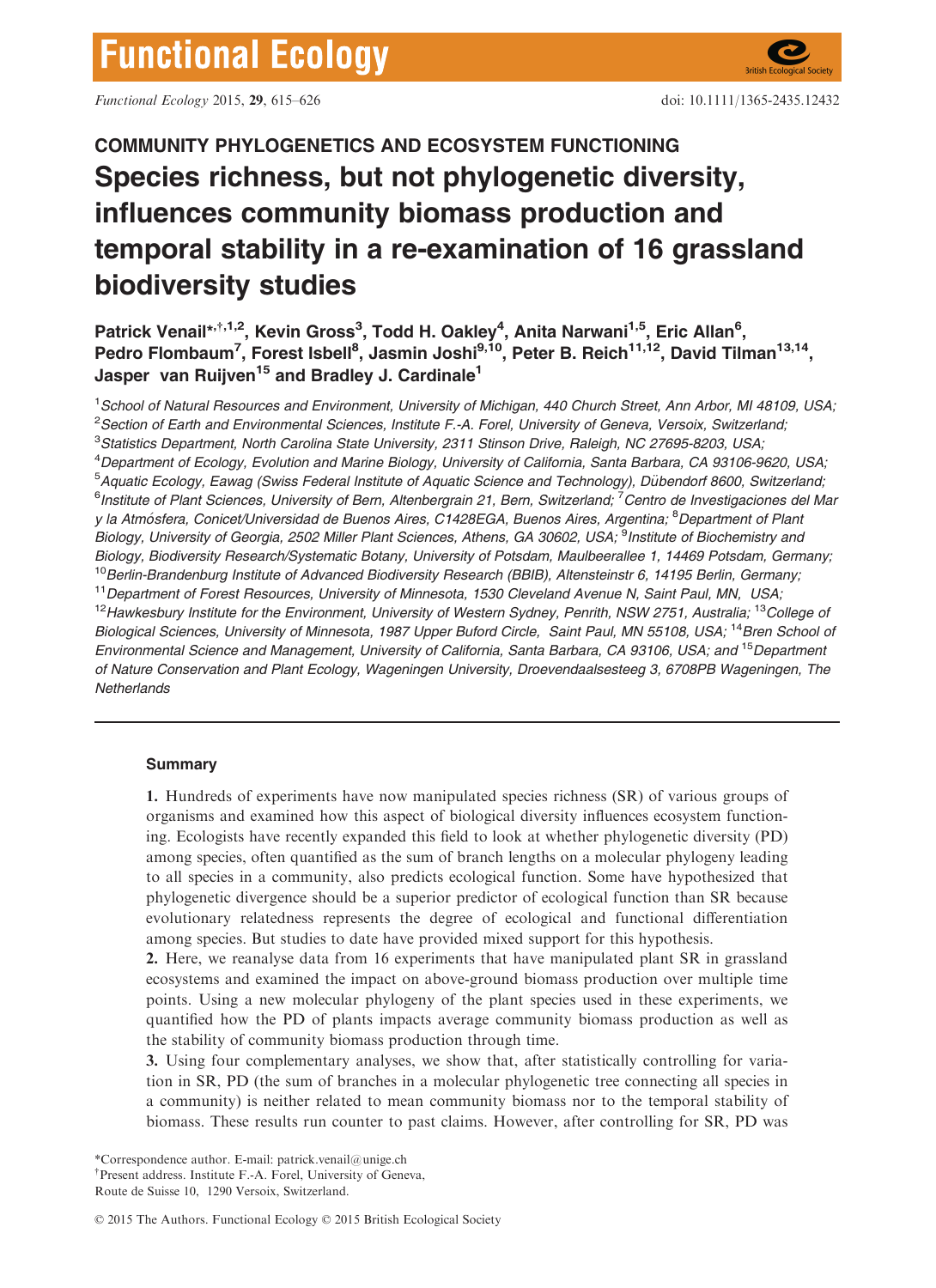COMMUNITY PHYLOGENETICS AND ECOSYSTEM FUNCTIONING

# Species richness, but not phylogenetic diversity, influences community biomass production and temporal stability in a re-examination of 16 grassland biodiversity studies

**Patrick Venail*[†,1,2], Kevin Gross[3], Todd H. Oakley[4], Anita Narwani[1,5], Eric Allan[6], Pedro Flombaum[7], Forest Isbell[8], Jasmin Joshi[9,10], Peter B. Reich[11,12], David Tilman[13,14], Jasper van Ruijven[15] and Bradley J. Cardinale[1]**

[1]School of Natural Resources and Environment, University of Michigan, 440 Church Street, Ann Arbor, MI 48109, USA; [2]Section of Earth and Environmental Sciences, Institute F.-A. Forel, University of Geneva, Versoix, Switzerland; [3]Statistics Department, North Carolina State University, 2311 Stinson Drive, Raleigh, NC 27695-8203, USA; [4]Department of Ecology, Evolution and Marine Biology, University of California, Santa Barbara, CA 93106-9620, USA; [5]Aquatic Ecology, Eawag (Swiss Federal Institute of Aquatic Science and Technology), Dübendorf 8600, Switzerland; [6]Institute of Plant Sciences, University of Bern, Altenbergrain 21, Bern, Switzerland; [7]Centro de Investigaciones del Mar y la Atmósfera, Conicet/Universidad de Buenos Aires, C1428EGA, Buenos Aires, Argentina; [8]Department of Plant Biology, University of Georgia, 2502 Miller Plant Sciences, Athens, GA 30602, USA; [9]Institute of Biochemistry and Biology, Biodiversity Research/Systematic Botany, University of Potsdam, Maulbeerallee 1, 14469 Potsdam, Germany; [10]Berlin-Brandenburg Institute of Advanced Biodiversity Research (BBIB), Altensteinstr 6, 14195 Berlin, Germany; [11]Department of Forest Resources, University of Minnesota, 1530 Cleveland Avenue N, Saint Paul, MN, USA; [12]Hawkesbury Institute for the Environment, University of Western Sydney, Penrith, NSW 2751, Australia; [13]College of Biological Sciences, University of Minnesota, 1987 Upper Buford Circle, Saint Paul, MN 55108, USA; [14]Bren School of Environmental Science and Management, University of California, Santa Barbara, CA 93106, USA; and [15]Department of Nature Conservation and Plant Ecology, Wageningen University, Droevendaalsesteeg 3, 6708PB Wageningen, The Netherlands

## Summary

**1.** Hundreds of experiments have now manipulated species richness (SR) of various groups of organisms and examined how this aspect of biological diversity influences ecosystem functioning. Ecologists have recently expanded this field to look at whether phylogenetic diversity (PD) among species, often quantified as the sum of branch lengths on a molecular phylogeny leading to all species in a community, also predicts ecological function. Some have hypothesized that phylogenetic divergence should be a superior predictor of ecological function than SR because evolutionary relatedness represents the degree of ecological and functional differentiation among species. But studies to date have provided mixed support for this hypothesis.

**2.** Here, we reanalyse data from 16 experiments that have manipulated plant SR in grassland ecosystems and examined the impact on above-ground biomass production over multiple time points. Using a new molecular phylogeny of the plant species used in these experiments, we quantified how the PD of plants impacts average community biomass production as well as the stability of community biomass production through time.

**3.** Using four complementary analyses, we show that, after statistically controlling for variation in SR, PD (the sum of branches in a molecular phylogenetic tree connecting all species in a community) is neither related to mean community biomass nor to the temporal stability of biomass. These results run counter to past claims. However, after controlling for SR, PD was

*Correspondence author. E-mail: patrick.venail@unige.ch
†Present address. Institute F.-A. Forel, University of Geneva, Route de Suisse 10, 1290 Versoix, Switzerland.

© 2015 The Authors. Functional Ecology © 2015 British Ecological Society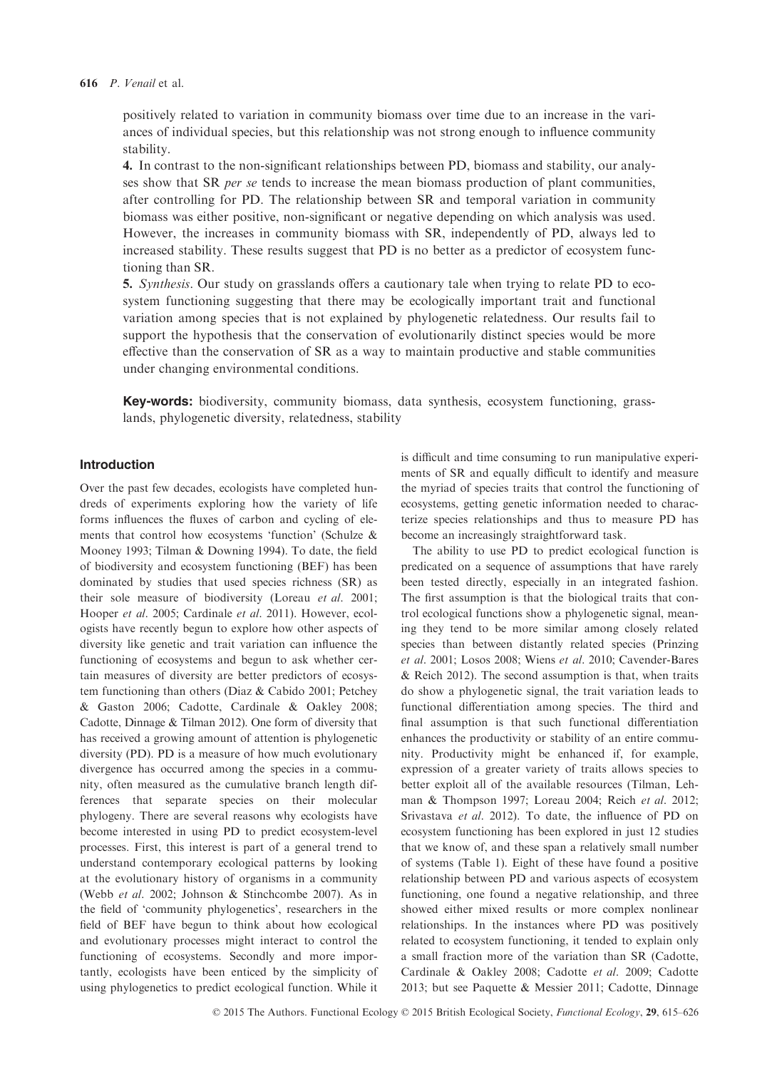positively related to variation in community biomass over time due to an increase in the variances of individual species, but this relationship was not strong enough to influence community stability.

**4.** In contrast to the non-significant relationships between PD, biomass and stability, our analyses show that SR *per se* tends to increase the mean biomass production of plant communities, after controlling for PD. The relationship between SR and temporal variation in community biomass was either positive, non-significant or negative depending on which analysis was used. However, the increases in community biomass with SR, independently of PD, always led to increased stability. These results suggest that PD is no better as a predictor of ecosystem functioning than SR.

**5.** *Synthesis*. Our study on grasslands offers a cautionary tale when trying to relate PD to ecosystem functioning suggesting that there may be ecologically important trait and functional variation among species that is not explained by phylogenetic relatedness. Our results fail to support the hypothesis that the conservation of evolutionarily distinct species would be more effective than the conservation of SR as a way to maintain productive and stable communities under changing environmental conditions.

**Key-words:** biodiversity, community biomass, data synthesis, ecosystem functioning, grasslands, phylogenetic diversity, relatedness, stability

## Introduction

Over the past few decades, ecologists have completed hundreds of experiments exploring how the variety of life forms influences the fluxes of carbon and cycling of elements that control how ecosystems 'function' (Schulze & Mooney 1993; Tilman & Downing 1994). To date, the field of biodiversity and ecosystem functioning (BEF) has been dominated by studies that used species richness (SR) as their sole measure of biodiversity (Loreau *et al.* 2001; Hooper *et al.* 2005; Cardinale *et al.* 2011). However, ecologists have recently begun to explore how other aspects of diversity like genetic and trait variation can influence the functioning of ecosystems and begun to ask whether certain measures of diversity are better predictors of ecosystem functioning than others (Diaz & Cabido 2001; Petchey & Gaston 2006; Cadotte, Cardinale & Oakley 2008; Cadotte, Dinnage & Tilman 2012). One form of diversity that has received a growing amount of attention is phylogenetic diversity (PD). PD is a measure of how much evolutionary divergence has occurred among the species in a community, often measured as the cumulative branch length differences that separate species on their molecular phylogeny. There are several reasons why ecologists have become interested in using PD to predict ecosystem-level processes. First, this interest is part of a general trend to understand contemporary ecological patterns by looking at the evolutionary history of organisms in a community (Webb *et al.* 2002; Johnson & Stinchcombe 2007). As in the field of 'community phylogenetics', researchers in the field of BEF have begun to think about how ecological and evolutionary processes might interact to control the functioning of ecosystems. Secondly and more importantly, ecologists have been enticed by the simplicity of using phylogenetics to predict ecological function. While it is difficult and time consuming to run manipulative experiments of SR and equally difficult to identify and measure the myriad of species traits that control the functioning of ecosystems, getting genetic information needed to characterize species relationships and thus to measure PD has become an increasingly straightforward task.

The ability to use PD to predict ecological function is predicated on a sequence of assumptions that have rarely been tested directly, especially in an integrated fashion. The first assumption is that the biological traits that control ecological functions show a phylogenetic signal, meaning they tend to be more similar among closely related species than between distantly related species (Prinzing *et al.* 2001; Losos 2008; Wiens *et al.* 2010; Cavender-Bares & Reich 2012). The second assumption is that, when traits do show a phylogenetic signal, the trait variation leads to functional differentiation among species. The third and final assumption is that such functional differentiation enhances the productivity or stability of an entire community. Productivity might be enhanced if, for example, expression of a greater variety of traits allows species to better exploit all of the available resources (Tilman, Lehman & Thompson 1997; Loreau 2004; Reich *et al.* 2012; Srivastava *et al.* 2012). To date, the influence of PD on ecosystem functioning has been explored in just 12 studies that we know of, and these span a relatively small number of systems (Table 1). Eight of these have found a positive relationship between PD and various aspects of ecosystem functioning, one found a negative relationship, and three showed either mixed results or more complex nonlinear relationships. In the instances where PD was positively related to ecosystem functioning, it tended to explain only a small fraction more of the variation than SR (Cadotte, Cardinale & Oakley 2008; Cadotte *et al.* 2009; Cadotte 2013; but see Paquette & Messier 2011; Cadotte, Dinnage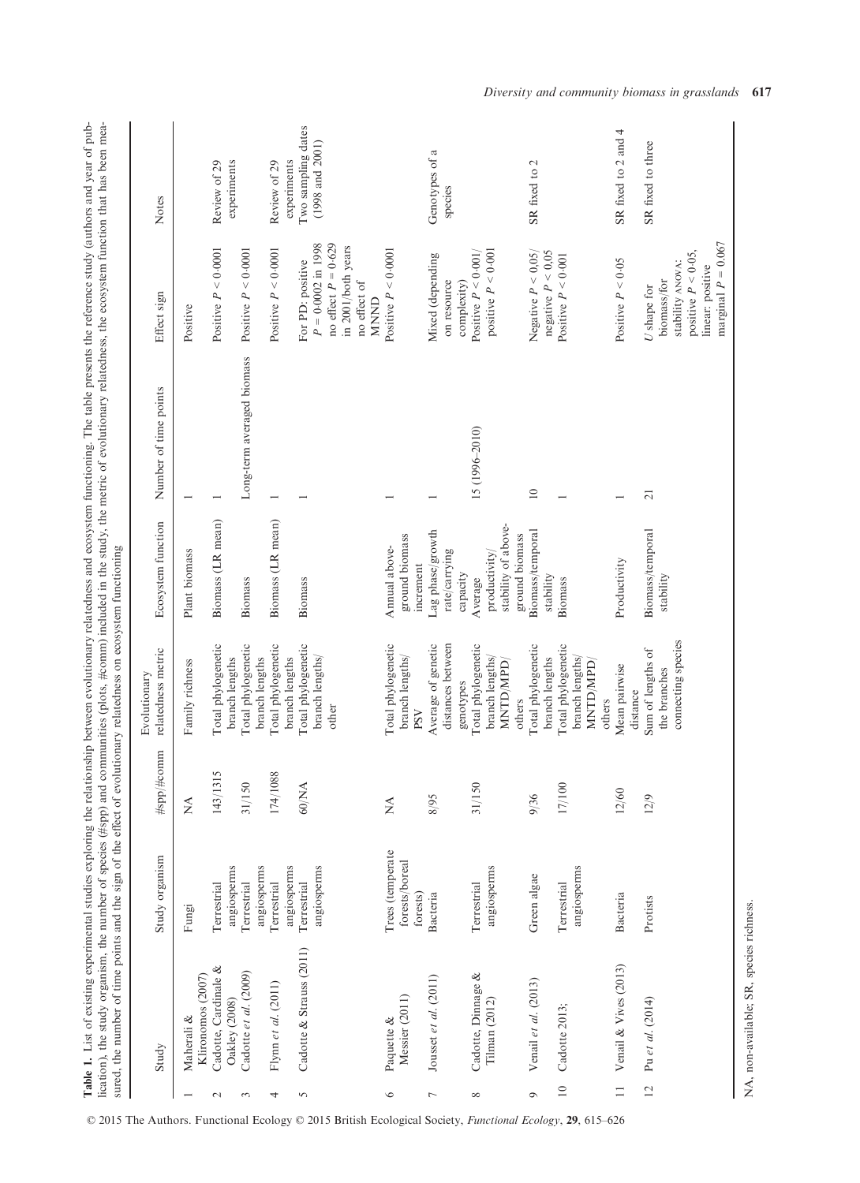**Table 1.** List of existing experimental studies exploring the relationship between evolutionary relatedness and ecosystem functioning. The table presents the reference study (authors and year of publication), the study organism, the number of species (#spp) and communities (plots, #comm) included in the study, the metric of evolutionary relatedness, the ecosystem function that has been measured, the number of time points and the sign of the effect of evolutionary relatedness on ecosystem functioning

| | Study | Study organism | #spp/#comm | Evolutionary relatedness metric | Ecosystem function | Number of time points | Effect sign | Notes |
|---|---|---|---|---|---|---|---|---|
| 1 | Maherali & Klironomos (2007) | Fungi | NA | Family richness | Plant biomass | 1 | Positive | |
| 2 | Cadotte, Cardinale & Oakley (2008) | Terrestrial angiosperms | 143/1315 | Total phylogenetic branch lengths | Biomass (LR mean) | 1 | Positive $P < 0.0001$ | Review of 29 experiments |
| 3 | Cadotte *et al.* (2009) | Terrestrial angiosperms | 31/150 | Total phylogenetic branch lengths | Biomass | Long-term averaged biomass | Positive $P < 0.0001$ | |
| 4 | Flynn *et al.* (2011) | Terrestrial angiosperms | 174/1088 | Total phylogenetic branch lengths | Biomass (LR mean) | 1 | Positive $P < 0.0001$ | Review of 29 experiments |
| 5 | Cadotte & Strauss (2011) | Terrestrial angiosperms | 60/NA | Total phylogenetic branch lengths/ other | Biomass | 1 | For PD: positive $P = 0.0002$ in 1998 no effect $P = 0.629$ in 2001/both years no effect of MNND | Two sampling dates (1998 and 2001) |
| 6 | Paquette & Messier (2011) | Trees (temperate forests/boreal forests) | NA | Total phylogenetic branch lengths/ PSV | Annual above-ground biomass increment | 1 | Positive $P < 0.0001$ | |
| 7 | Jousset *et al.* (2011) | Bacteria | 8/95 | Average of genetic distances between genotypes | Lag phase/growth rate/carrying capacity | 1 | Mixed (depending on resource complexity) | Genotypes of a species |
| 8 | Cadotte, Dinnage & Tilman (2012) | Terrestrial angiosperms | 31/150 | Total phylogenetic branch lengths/ MNTD/MPD/ others | Average productivity/ stability of above-ground biomass | 15 (1996–2010) | Positive $P < 0.001$/ positive $P < 0.001$ | |
| 9 | Venail *et al.* (2013) | Green algae | 9/36 | Total phylogenetic branch lengths | Biomass/temporal stability | 10 | Negative $P < 0.05$/ negative $P < 0.05$ | SR fixed to 2 |
| 10 | Cadotte 2013; | Terrestrial angiosperms | 17/100 | Total phylogenetic branch lengths/ MNTD/MPD/ others | Biomass | 1 | Positive $P < 0.001$ | |
| 11 | Venail & Vives (2013) | Bacteria | 12/60 | Mean pairwise distance | Productivity | 1 | Positive $P < 0.05$ | SR fixed to 2 and 4 |
| 12 | Pu *et al.* (2014) | Protists | 12/9 | Sum of lengths of the branches connecting species | Biomass/temporal stability | 21 | *U* shape for biomass/for stability ANOVA: positive $P < 0.05$, linear: positive marginal $P = 0.067$ | SR fixed to three |

NA, non-available; SR, species richness.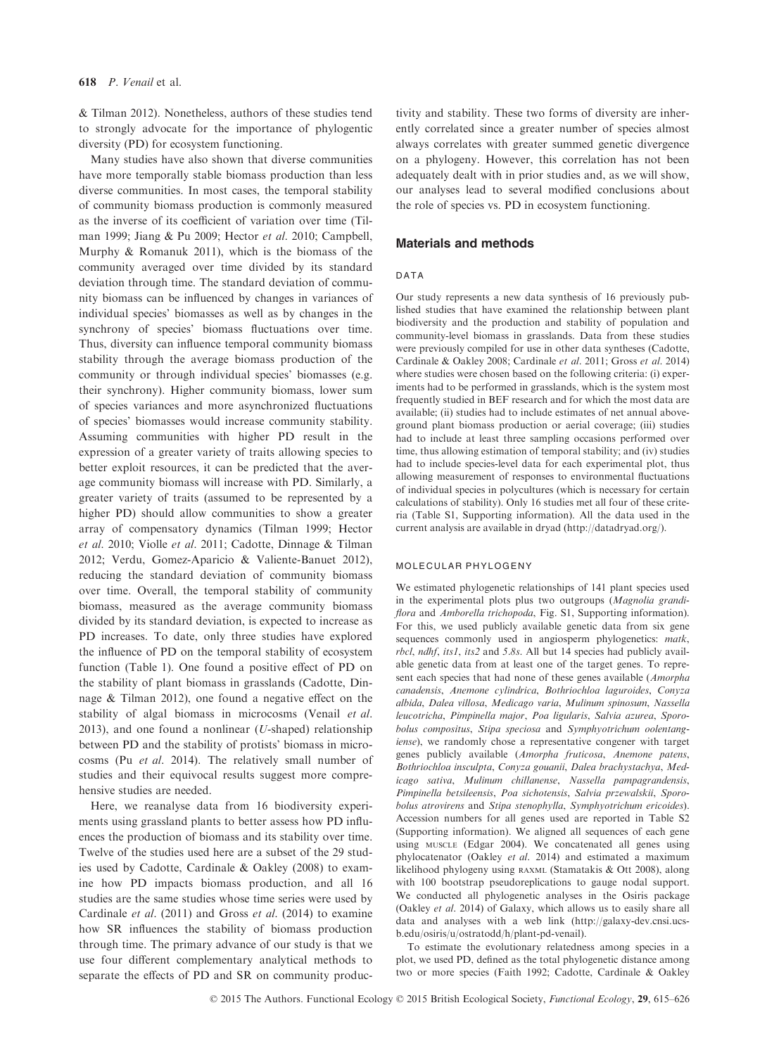& Tilman 2012). Nonetheless, authors of these studies tend to strongly advocate for the importance of phylogentic diversity (PD) for ecosystem functioning.

Many studies have also shown that diverse communities have more temporally stable biomass production than less diverse communities. In most cases, the temporal stability of community biomass production is commonly measured as the inverse of its coefficient of variation over time (Tilman 1999; Jiang & Pu 2009; Hector *et al*. 2010; Campbell, Murphy & Romanuk 2011), which is the biomass of the community averaged over time divided by its standard deviation through time. The standard deviation of community biomass can be influenced by changes in variances of individual species' biomasses as well as by changes in the synchrony of species' biomass fluctuations over time. Thus, diversity can influence temporal community biomass stability through the average biomass production of the community or through individual species' biomasses (e.g. their synchrony). Higher community biomass, lower sum of species variances and more asynchronized fluctuations of species' biomasses would increase community stability. Assuming communities with higher PD result in the expression of a greater variety of traits allowing species to better exploit resources, it can be predicted that the average community biomass will increase with PD. Similarly, a greater variety of traits (assumed to be represented by a higher PD) should allow communities to show a greater array of compensatory dynamics (Tilman 1999; Hector *et al*. 2010; Violle *et al*. 2011; Cadotte, Dinnage & Tilman 2012; Verdu, Gomez-Aparicio & Valiente-Banuet 2012), reducing the standard deviation of community biomass over time. Overall, the temporal stability of community biomass, measured as the average community biomass divided by its standard deviation, is expected to increase as PD increases. To date, only three studies have explored the influence of PD on the temporal stability of ecosystem function (Table 1). One found a positive effect of PD on the stability of plant biomass in grasslands (Cadotte, Dinnage & Tilman 2012), one found a negative effect on the stability of algal biomass in microcosms (Venail *et al*. 2013), and one found a nonlinear (*U*-shaped) relationship between PD and the stability of protists' biomass in microcosms (Pu *et al*. 2014). The relatively small number of studies and their equivocal results suggest more comprehensive studies are needed.

Here, we reanalyse data from 16 biodiversity experiments using grassland plants to better assess how PD influences the production of biomass and its stability over time. Twelve of the studies used here are a subset of the 29 studies used by Cadotte, Cardinale & Oakley (2008) to examine how PD impacts biomass production, and all 16 studies are the same studies whose time series were used by Cardinale *et al*. (2011) and Gross *et al*. (2014) to examine how SR influences the stability of biomass production through time. The primary advance of our study is that we use four different complementary analytical methods to separate the effects of PD and SR on community productivity and stability. These two forms of diversity are inherently correlated since a greater number of species almost always correlates with greater summed genetic divergence on a phylogeny. However, this correlation has not been adequately dealt with in prior studies and, as we will show, our analyses lead to several modified conclusions about the role of species vs. PD in ecosystem functioning.

## Materials and methods

### DATA

Our study represents a new data synthesis of 16 previously published studies that have examined the relationship between plant biodiversity and the production and stability of population and community-level biomass in grasslands. Data from these studies were previously compiled for use in other data syntheses (Cadotte, Cardinale & Oakley 2008; Cardinale *et al*. 2011; Gross *et al*. 2014) where studies were chosen based on the following criteria: (i) experiments had to be performed in grasslands, which is the system most frequently studied in BEF research and for which the most data are available; (ii) studies had to include estimates of net annual aboveground plant biomass production or aerial coverage; (iii) studies had to include at least three sampling occasions performed over time, thus allowing estimation of temporal stability; and (iv) studies had to include species-level data for each experimental plot, thus allowing measurement of responses to environmental fluctuations of individual species in polycultures (which is necessary for certain calculations of stability). Only 16 studies met all four of these criteria (Table S1, Supporting information). All the data used in the current analysis are available in dryad (http://datadryad.org/).

### MOLECULAR PHYLOGENY

We estimated phylogenetic relationships of 141 plant species used in the experimental plots plus two outgroups (*Magnolia grandiflora* and *Amborella trichopoda*, Fig. S1, Supporting information). For this, we used publicly available genetic data from six gene sequences commonly used in angiosperm phylogenetics: *matk*, *rbcl*, *ndhf*, *its1*, *its2* and *5.8s*. All but 14 species had publicly available genetic data from at least one of the target genes. To represent each species that had none of these genes available (*Amorpha canadensis*, *Anemone cylindrica*, *Bothriochloa laguroides*, *Conyza albida*, *Dalea villosa*, *Medicago varia*, *Mulinum spinosum*, *Nassella leucotricha*, *Pimpinella major*, *Poa ligularis*, *Salvia azurea*, *Sporobolus compositus*, *Stipa speciosa* and *Symphyotrichum oolentangiense*), we randomly chose a representative congener with target genes publicly available (*Amorpha fruticosa*, *Anemone patens*, *Bothriochloa insculpta*, *Conyza gouanii*, *Dalea brachystachya*, *Medicago sativa*, *Mulinum chillanense*, *Nassella pampagrandensis*, *Pimpinella betsileensis*, *Poa sichotensis*, *Salvia przewalskii*, *Sporobolus atrovirens* and *Stipa stenophylla*, *Symphyotrichum ericoides*). Accession numbers for all genes used are reported in Table S2 (Supporting information). We aligned all sequences of each gene using MUSCLE (Edgar 2004). We concatenated all genes using phylocatenator (Oakley *et al*. 2014) and estimated a maximum likelihood phylogeny using RAXML (Stamatakis & Ott 2008), along with 100 bootstrap pseudoreplications to gauge nodal support. We conducted all phylogenetic analyses in the Osiris package (Oakley *et al*. 2014) of Galaxy, which allows us to easily share all data and analyses with a web link (http://galaxy-dev.cnsi.ucsb.edu/osiris/u/ostratodd/h/plant-pd-venail).

To estimate the evolutionary relatedness among species in a plot, we used PD, defined as the total phylogenetic distance among two or more species (Faith 1992; Cadotte, Cardinale & Oakley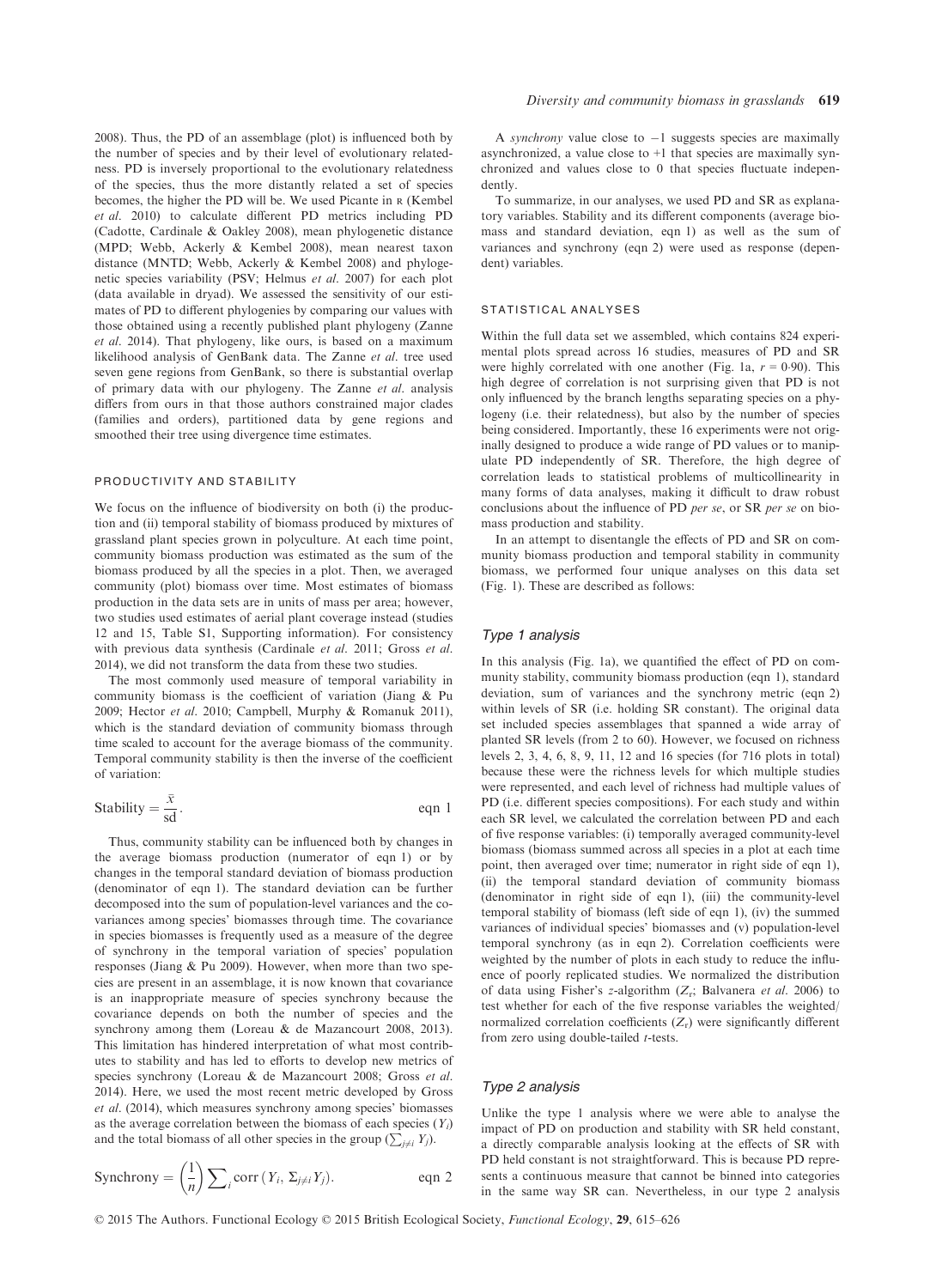2008). Thus, the PD of an assemblage (plot) is influenced both by the number of species and by their level of evolutionary relatedness. PD is inversely proportional to the evolutionary relatedness of the species, thus the more distantly related a set of species becomes, the higher the PD will be. We used Picante in R (Kembel *et al*. 2010) to calculate different PD metrics including PD (Cadotte, Cardinale & Oakley 2008), mean phylogenetic distance (MPD; Webb, Ackerly & Kembel 2008), mean nearest taxon distance (MNTD; Webb, Ackerly & Kembel 2008) and phylogenetic species variability (PSV; Helmus *et al*. 2007) for each plot (data available in dryad). We assessed the sensitivity of our estimates of PD to different phylogenies by comparing our values with those obtained using a recently published plant phylogeny (Zanne *et al*. 2014). That phylogeny, like ours, is based on a maximum likelihood analysis of GenBank data. The Zanne *et al*. tree used seven gene regions from GenBank, so there is substantial overlap of primary data with our phylogeny. The Zanne *et al*. analysis differs from ours in that those authors constrained major clades (families and orders), partitioned data by gene regions and smoothed their tree using divergence time estimates.

### PRODUCTIVITY AND STABILITY

We focus on the influence of biodiversity on both (i) the production and (ii) temporal stability of biomass produced by mixtures of grassland plant species grown in polyculture. At each time point, community biomass production was estimated as the sum of the biomass produced by all the species in a plot. Then, we averaged community (plot) biomass over time. Most estimates of biomass production in the data sets are in units of mass per area; however, two studies used estimates of aerial plant coverage instead (studies 12 and 15, Table S1, Supporting information). For consistency with previous data synthesis (Cardinale *et al*. 2011; Gross *et al*. 2014), we did not transform the data from these two studies.

The most commonly used measure of temporal variability in community biomass is the coefficient of variation (Jiang & Pu 2009; Hector *et al*. 2010; Campbell, Murphy & Romanuk 2011), which is the standard deviation of community biomass through time scaled to account for the average biomass of the community. Temporal community stability is then the inverse of the coefficient of variation:

$$\text{Stability} = \frac{\bar{x}}{\text{sd}}. \qquad \text{eqn 1}$$

Thus, community stability can be influenced both by changes in the average biomass production (numerator of eqn 1) or by changes in the temporal standard deviation of biomass production (denominator of eqn 1). The standard deviation can be further decomposed into the sum of population-level variances and the covariances among species' biomasses through time. The covariance in species biomasses is frequently used as a measure of the degree of synchrony in the temporal variation of species' population responses (Jiang & Pu 2009). However, when more than two species are present in an assemblage, it is now known that covariance is an inappropriate measure of species synchrony because the covariance depends on both the number of species and the synchrony among them (Loreau & de Mazancourt 2008, 2013). This limitation has hindered interpretation of what most contributes to stability and has led to efforts to develop new metrics of species synchrony (Loreau & de Mazancourt 2008; Gross *et al*. 2014). Here, we used the most recent metric developed by Gross *et al*. (2014), which measures synchrony among species' biomasses as the average correlation between the biomass of each species ($Y_i$) and the total biomass of all other species in the group ($\sum_{j \neq i} Y_j$).

$$\text{Synchrony} = \left(\frac{1}{n}\right) \sum_i \text{corr}\left(Y_i, \Sigma_{j \neq i} Y_j\right). \qquad \text{eqn 2}$$

A *synchrony* value close to −1 suggests species are maximally asynchronized, a value close to +1 that species are maximally synchronized and values close to 0 that species fluctuate independently.

To summarize, in our analyses, we used PD and SR as explanatory variables. Stability and its different components (average biomass and standard deviation, eqn 1) as well as the sum of variances and synchrony (eqn 2) were used as response (dependent) variables.

### STATISTICAL ANALYSES

Within the full data set we assembled, which contains 824 experimental plots spread across 16 studies, measures of PD and SR were highly correlated with one another (Fig. 1a, $r = 0{\cdot}90$). This high degree of correlation is not surprising given that PD is not only influenced by the branch lengths separating species on a phylogeny (i.e. their relatedness), but also by the number of species being considered. Importantly, these 16 experiments were not originally designed to produce a wide range of PD values or to manipulate PD independently of SR. Therefore, the high degree of correlation leads to statistical problems of multicollinearity in many forms of data analyses, making it difficult to draw robust conclusions about the influence of PD *per se*, or SR *per se* on biomass production and stability.

In an attempt to disentangle the effects of PD and SR on community biomass production and temporal stability in community biomass, we performed four unique analyses on this data set (Fig. 1). These are described as follows:

#### *Type 1 analysis*

In this analysis (Fig. 1a), we quantified the effect of PD on community stability, community biomass production (eqn 1), standard deviation, sum of variances and the synchrony metric (eqn 2) within levels of SR (i.e. holding SR constant). The original data set included species assemblages that spanned a wide array of planted SR levels (from 2 to 60). However, we focused on richness levels 2, 3, 4, 6, 8, 9, 11, 12 and 16 species (for 716 plots in total) because these were the richness levels for which multiple studies were represented, and each level of richness had multiple values of PD (i.e. different species compositions). For each study and within each SR level, we calculated the correlation between PD and each of five response variables: (i) temporally averaged community-level biomass (biomass summed across all species in a plot at each time point, then averaged over time; numerator in right side of eqn 1), (ii) the temporal standard deviation of community biomass (denominator in right side of eqn 1), (iii) the community-level temporal stability of biomass (left side of eqn 1), (iv) the summed variances of individual species' biomasses and (v) population-level temporal synchrony (as in eqn 2). Correlation coefficients were weighted by the number of plots in each study to reduce the influence of poorly replicated studies. We normalized the distribution of data using Fisher's *z*-algorithm ($Z_r$; Balvanera *et al*. 2006) to test whether for each of the five response variables the weighted/normalized correlation coefficients ($Z_r$) were significantly different from zero using double-tailed *t*-tests.

#### *Type 2 analysis*

Unlike the type 1 analysis where we were able to analyse the impact of PD on production and stability with SR held constant, a directly comparable analysis looking at the effects of SR with PD held constant is not straightforward. This is because PD represents a continuous measure that cannot be binned into categories in the same way SR can. Nevertheless, in our type 2 analysis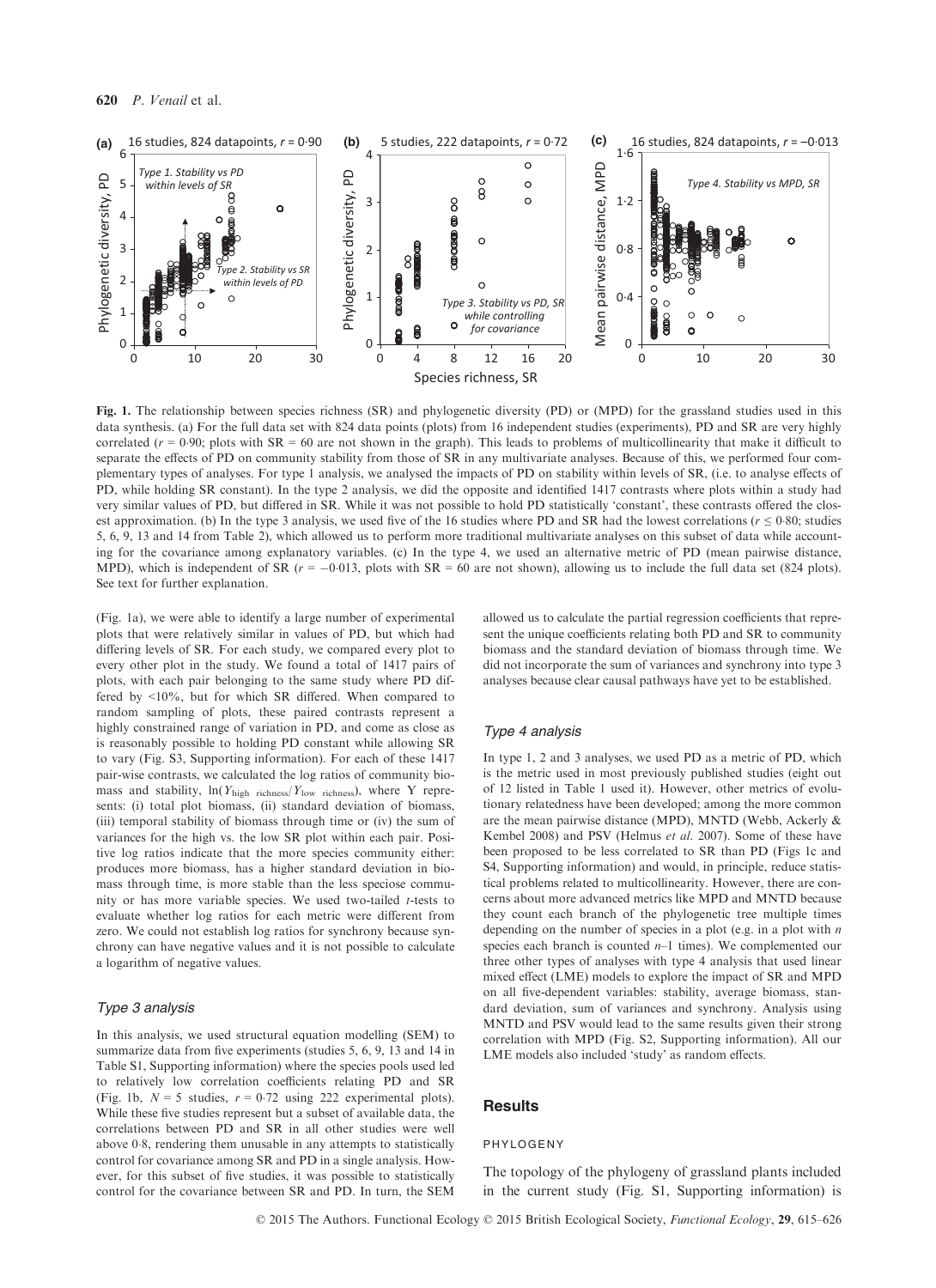Fig. 1. The relationship between species richness (SR) and phylogenetic diversity (PD) or (MPD) for the grassland studies used in this data synthesis. (a) For the full data set with 824 data points (plots) from 16 independent studies (experiments), PD and SR are very highly correlated ($r = 0{\cdot}90$; plots with SR = 60 are not shown in the graph). This leads to problems of multicollinearity that make it difficult to separate the effects of PD on community stability from those of SR in any multivariate analyses. Because of this, we performed four complementary types of analyses. For type 1 analysis, we analysed the impacts of PD on stability within levels of SR, (i.e. to analyse effects of PD, while holding SR constant). In the type 2 analysis, we did the opposite and identified 1417 contrasts where plots within a study had very similar values of PD, but differed in SR. While it was not possible to hold PD statistically 'constant', these contrasts offered the closest approximation. (b) In the type 3 analysis, we used five of the 16 studies where PD and SR had the lowest correlations ($r \leq 0{\cdot}80$; studies 5, 6, 9, 13 and 14 from Table 2), which allowed us to perform more traditional multivariate analyses on this subset of data while accounting for the covariance among explanatory variables. (c) In the type 4, we used an alternative metric of PD (mean pairwise distance, MPD), which is independent of SR ($r = -0{\cdot}013$, plots with SR = 60 are not shown), allowing us to include the full data set (824 plots). See text for further explanation.

(Fig. 1a), we were able to identify a large number of experimental plots that were relatively similar in values of PD, but which had differing levels of SR. For each study, we compared every plot to every other plot in the study. We found a total of 1417 pairs of plots, with each pair belonging to the same study where PD differed by <10%, but for which SR differed. When compared to random sampling of plots, these paired contrasts represent a highly constrained range of variation in PD, and come as close as is reasonably possible to holding PD constant while allowing SR to vary (Fig. S3, Supporting information). For each of these 1417 pair-wise contrasts, we calculated the log ratios of community biomass and stability, $\ln(Y_{\text{high richness}}/Y_{\text{low richness}})$, where Y represents: (i) total plot biomass, (ii) standard deviation of biomass, (iii) temporal stability of biomass through time or (iv) the sum of variances for the high vs. the low SR plot within each pair. Positive log ratios indicate that the more species community either: produces more biomass, has a higher standard deviation in biomass through time, is more stable than the less speciose community or has more variable species. We used two-tailed *t*-tests to evaluate whether log ratios for each metric were different from zero. We could not establish log ratios for synchrony because synchrony can have negative values and it is not possible to calculate a logarithm of negative values.

### *Type 3 analysis*

In this analysis, we used structural equation modelling (SEM) to summarize data from five experiments (studies 5, 6, 9, 13 and 14 in Table S1, Supporting information) where the species pools used led to relatively low correlation coefficients relating PD and SR (Fig. 1b, $N = 5$ studies, $r = 0{\cdot}72$ using 222 experimental plots). While these five studies represent but a subset of available data, the correlations between PD and SR in all other studies were well above 0·8, rendering them unusable in any attempts to statistically control for covariance among SR and PD in a single analysis. However, for this subset of five studies, it was possible to statistically control for the covariance between SR and PD. In turn, the SEM allowed us to calculate the partial regression coefficients that represent the unique coefficients relating both PD and SR to community biomass and the standard deviation of biomass through time. We did not incorporate the sum of variances and synchrony into type 3 analyses because clear causal pathways have yet to be established.

### *Type 4 analysis*

In type 1, 2 and 3 analyses, we used PD as a metric of PD, which is the metric used in most previously published studies (eight out of 12 listed in Table 1 used it). However, other metrics of evolutionary relatedness have been developed; among the more common are the mean pairwise distance (MPD), MNTD (Webb, Ackerly & Kembel 2008) and PSV (Helmus *et al.* 2007). Some of these have been proposed to be less correlated to SR than PD (Figs 1c and S4, Supporting information) and would, in principle, reduce statistical problems related to multicollinearity. However, there are concerns about more advanced metrics like MPD and MNTD because they count each branch of the phylogenetic tree multiple times depending on the number of species in a plot (e.g. in a plot with *n* species each branch is counted *n*–1 times). We complemented our three other types of analyses with type 4 analysis that used linear mixed effect (LME) models to explore the impact of SR and MPD on all five-dependent variables: stability, average biomass, standard deviation, sum of variances and synchrony. Analysis using MNTD and PSV would lead to the same results given their strong correlation with MPD (Fig. S2, Supporting information). All our LME models also included 'study' as random effects.

## Results

### PHYLOGENY

The topology of the phylogeny of grassland plants included in the current study (Fig. S1, Supporting information) is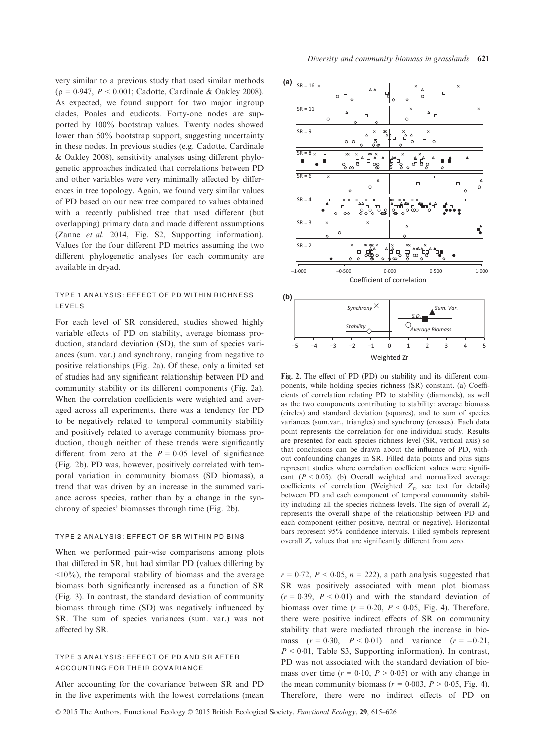very similar to a previous study that used similar methods ($\rho = 0{\cdot}947$, $P < 0{\cdot}001$; Cadotte, Cardinale & Oakley 2008). As expected, we found support for two major ingroup clades, Poales and eudicots. Forty-one nodes are supported by 100% bootstrap values. Twenty nodes showed lower than 50% bootstrap support, suggesting uncertainty in these nodes. In previous studies (e.g. Cadotte, Cardinale & Oakley 2008), sensitivity analyses using different phylogenetic approaches indicated that correlations between PD and other variables were very minimally affected by differences in tree topology. Again, we found very similar values of PD based on our new tree compared to values obtained with a recently published tree that used different (but overlapping) primary data and made different assumptions (Zanne *et al.* 2014, Fig. S2, Supporting information). Values for the four different PD metrics assuming the two different phylogenetic analyses for each community are available in dryad.

### TYPE 1 ANALYSIS: EFFECT OF PD WITHIN RICHNESS LEVELS

For each level of SR considered, studies showed highly variable effects of PD on stability, average biomass production, standard deviation (SD), the sum of species variances (sum. var.) and synchrony, ranging from negative to positive relationships (Fig. 2a). Of these, only a limited set of studies had any significant relationship between PD and community stability or its different components (Fig. 2a). When the correlation coefficients were weighted and averaged across all experiments, there was a tendency for PD to be negatively related to temporal community stability and positively related to average community biomass production, though neither of these trends were significantly different from zero at the $P = 0{\cdot}05$ level of significance (Fig. 2b). PD was, however, positively correlated with temporal variation in community biomass (SD biomass), a trend that was driven by an increase in the summed variance across species, rather than by a change in the synchrony of species' biomasses through time (Fig. 2b).

### TYPE 2 ANALYSIS: EFFECT OF SR WITHIN PD BINS

When we performed pair-wise comparisons among plots that differed in SR, but had similar PD (values differing by <10%), the temporal stability of biomass and the average biomass both significantly increased as a function of SR (Fig. 3). In contrast, the standard deviation of community biomass through time (SD) was negatively influenced by SR. The sum of species variances (sum. var.) was not affected by SR.

### TYPE 3 ANALYSIS: EFFECT OF PD AND SR AFTER ACCOUNTING FOR THEIR COVARIANCE

After accounting for the covariance between SR and PD in the five experiments with the lowest correlations (mean $r = 0{\cdot}72$, $P < 0{\cdot}05$, $n = 222$), a path analysis suggested that SR was positively associated with mean plot biomass ($r = 0{\cdot}39$, $P < 0{\cdot}01$) and with the standard deviation of biomass over time ($r = 0{\cdot}20$, $P < 0{\cdot}05$, Fig. 4). Therefore, there were positive indirect effects of SR on community stability that were mediated through the increase in biomass ($r = 0{\cdot}30$, $P < 0{\cdot}01$) and variance ($r = -0{\cdot}21$, $P < 0{\cdot}01$, Table S3, Supporting information). In contrast, PD was not associated with the standard deviation of biomass over time ($r = 0{\cdot}10$, $P > 0{\cdot}05$) or with any change in the mean community biomass ($r = 0{\cdot}003$, $P > 0{\cdot}05$, Fig. 4). Therefore, there were no indirect effects of PD on

**Fig. 2.** The effect of PD (PD) on stability and its different components, while holding species richness (SR) constant. (a) Coefficients of correlation relating PD to stability (diamonds), as well as the two components contributing to stability: average biomass (circles) and standard deviation (squares), and to sum of species variances (sum.var., triangles) and synchrony (crosses). Each data point represents the correlation for one individual study. Results are presented for each species richness level (SR, vertical axis) so that conclusions can be drawn about the influence of PD, without confounding changes in SR. Filled data points and plus signs represent studies where correlation coefficient values were significant ($P < 0.05$). (b) Overall weighted and normalized average coefficients of correlation (Weighted $Z_r$, see text for details) between PD and each component of temporal community stability including all the species richness levels. The sign of overall $Z_r$ represents the overall shape of the relationship between PD and each component (either positive, neutral or negative). Horizontal bars represent 95% confidence intervals. Filled symbols represent overall $Z_r$ values that are significantly different from zero.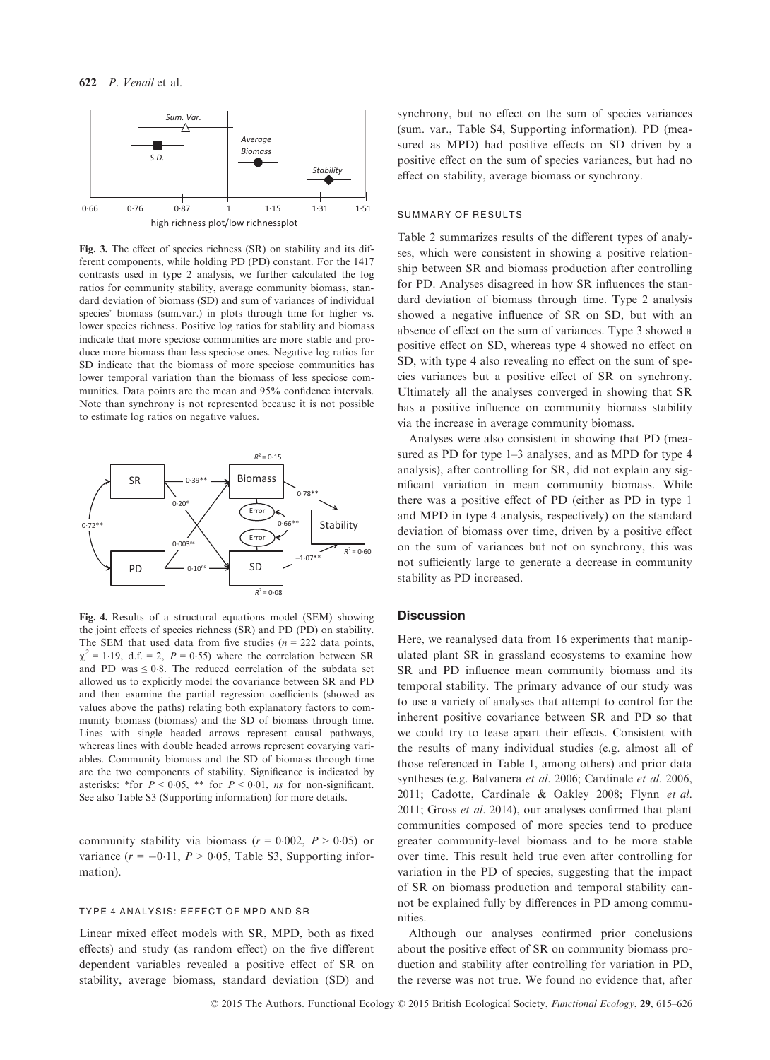**Fig. 3.** The effect of species richness (SR) on stability and its different components, while holding PD (PD) constant. For the 1417 contrasts used in type 2 analysis, we further calculated the log ratios for community stability, average community biomass, standard deviation of biomass (SD) and sum of variances of individual species' biomass (sum.var.) in plots through time for higher vs. lower species richness. Positive log ratios for stability and biomass indicate that more speciose communities are more stable and produce more biomass than less speciose ones. Negative log ratios for SD indicate that the biomass of more speciose communities has lower temporal variation than the biomass of less speciose communities. Data points are the mean and 95% confidence intervals. Note than synchrony is not represented because it is not possible to estimate log ratios on negative values.

**Fig. 4.** Results of a structural equations model (SEM) showing the joint effects of species richness (SR) and PD (PD) on stability. The SEM that used data from five studies ($n = 222$ data points, $\chi^2 = 1{\cdot}19$, d.f. = 2, $P = 0{\cdot}55$) where the correlation between SR and PD was $\leq 0{\cdot}8$. The reduced correlation of the subdata set allowed us to explicitly model the covariance between SR and PD and then examine the partial regression coefficients (showed as values above the paths) relating both explanatory factors to community biomass (biomass) and the SD of biomass through time. Lines with single headed arrows represent causal pathways, whereas lines with double headed arrows represent covarying variables. Community biomass and the SD of biomass through time are the two components of stability. Significance is indicated by asterisks: *for $P < 0{\cdot}05$, ** for $P < 0{\cdot}01$, *ns* for non-significant. See also Table S3 (Supporting information) for more details.

community stability via biomass ($r = 0{\cdot}002$, $P > 0{\cdot}05$) or variance ($r = -0{\cdot}11$, $P > 0{\cdot}05$, Table S3, Supporting information).

#### TYPE 4 ANALYSIS: EFFECT OF MPD AND SR

Linear mixed effect models with SR, MPD, both as fixed effects) and study (as random effect) on the five different dependent variables revealed a positive effect of SR on stability, average biomass, standard deviation (SD) and synchrony, but no effect on the sum of species variances (sum. var., Table S4, Supporting information). PD (measured as MPD) had positive effects on SD driven by a positive effect on the sum of species variances, but had no effect on stability, average biomass or synchrony.

#### SUMMARY OF RESULTS

Table 2 summarizes results of the different types of analyses, which were consistent in showing a positive relationship between SR and biomass production after controlling for PD. Analyses disagreed in how SR influences the standard deviation of biomass through time. Type 2 analysis showed a negative influence of SR on SD, but with an absence of effect on the sum of variances. Type 3 showed a positive effect on SD, whereas type 4 showed no effect on SD, with type 4 also revealing no effect on the sum of species variances but a positive effect of SR on synchrony. Ultimately all the analyses converged in showing that SR has a positive influence on community biomass stability via the increase in average community biomass.

Analyses were also consistent in showing that PD (measured as PD for type 1–3 analyses, and as MPD for type 4 analysis), after controlling for SR, did not explain any significant variation in mean community biomass. While there was a positive effect of PD (either as PD in type 1 and MPD in type 4 analysis, respectively) on the standard deviation of biomass over time, driven by a positive effect on the sum of variances but not on synchrony, this was not sufficiently large to generate a decrease in community stability as PD increased.

## Discussion

Here, we reanalysed data from 16 experiments that manipulated plant SR in grassland ecosystems to examine how SR and PD influence mean community biomass and its temporal stability. The primary advance of our study was to use a variety of analyses that attempt to control for the inherent positive covariance between SR and PD so that we could try to tease apart their effects. Consistent with the results of many individual studies (e.g. almost all of those referenced in Table 1, among others) and prior data syntheses (e.g. Balvanera *et al.* 2006; Cardinale *et al.* 2006, 2011; Cadotte, Cardinale & Oakley 2008; Flynn *et al.* 2011; Gross *et al.* 2014), our analyses confirmed that plant communities composed of more species tend to produce greater community-level biomass and to be more stable over time. This result held true even after controlling for variation in the PD of species, suggesting that the impact of SR on biomass production and temporal stability cannot be explained fully by differences in PD among communities.

Although our analyses confirmed prior conclusions about the positive effect of SR on community biomass production and stability after controlling for variation in PD, the reverse was not true. We found no evidence that, after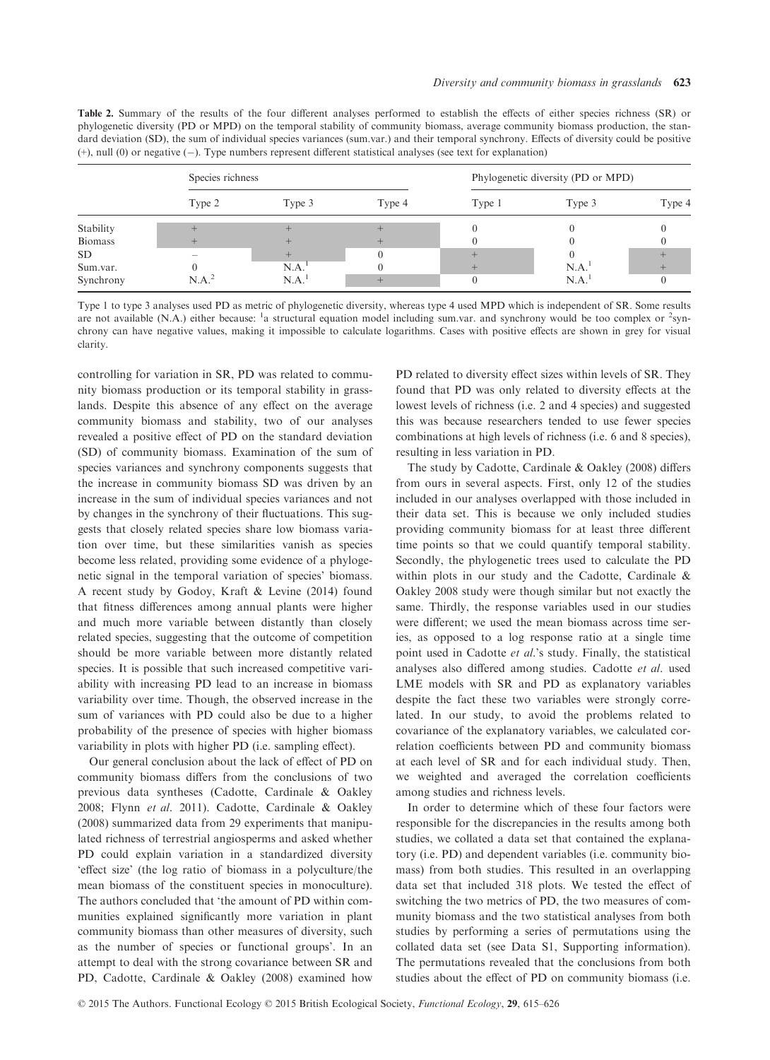**Table 2.** Summary of the results of the four different analyses performed to establish the effects of either species richness (SR) or phylogenetic diversity (PD or MPD) on the temporal stability of community biomass, average community biomass production, the standard deviation (SD), the sum of individual species variances (sum.var.) and their temporal synchrony. Effects of diversity could be positive (+), null (0) or negative (−). Type numbers represent different statistical analyses (see text for explanation)

| | Species richness | | | Phylogenetic diversity (PD or MPD) | | |
|---|---|---|---|---|---|---|
| | Type 2 | Type 3 | Type 4 | Type 1 | Type 3 | Type 4 |
| Stability | + | + | + | 0 | 0 | 0 |
| Biomass | + | + | + | 0 | 0 | 0 |
| SD | − | + | 0 | + | 0 | + |
| Sum.var. | 0 | N.A.[1] | 0 | + | N.A.[1] | + |
| Synchrony | N.A.[2] | N.A.[1] | + | 0 | N.A.[1] | 0 |

Type 1 to type 3 analyses used PD as metric of phylogenetic diversity, whereas type 4 used MPD which is independent of SR. Some results are not available (N.A.) either because: [1]a structural equation model including sum.var. and synchrony would be too complex or [2]synchrony can have negative values, making it impossible to calculate logarithms. Cases with positive effects are shown in grey for visual clarity.

controlling for variation in SR, PD was related to community biomass production or its temporal stability in grasslands. Despite this absence of any effect on the average community biomass and stability, two of our analyses revealed a positive effect of PD on the standard deviation (SD) of community biomass. Examination of the sum of species variances and synchrony components suggests that the increase in community biomass SD was driven by an increase in the sum of individual species variances and not by changes in the synchrony of their fluctuations. This suggests that closely related species share low biomass variation over time, but these similarities vanish as species become less related, providing some evidence of a phylogenetic signal in the temporal variation of species' biomass. A recent study by Godoy, Kraft & Levine (2014) found that fitness differences among annual plants were higher and much more variable between distantly than closely related species, suggesting that the outcome of competition should be more variable between more distantly related species. It is possible that such increased competitive variability with increasing PD lead to an increase in biomass variability over time. Though, the observed increase in the sum of variances with PD could also be due to a higher probability of the presence of species with higher biomass variability in plots with higher PD (i.e. sampling effect).

Our general conclusion about the lack of effect of PD on community biomass differs from the conclusions of two previous data syntheses (Cadotte, Cardinale & Oakley 2008; Flynn *et al.* 2011). Cadotte, Cardinale & Oakley (2008) summarized data from 29 experiments that manipulated richness of terrestrial angiosperms and asked whether PD could explain variation in a standardized diversity 'effect size' (the log ratio of biomass in a polyculture/the mean biomass of the constituent species in monoculture). The authors concluded that 'the amount of PD within communities explained significantly more variation in plant community biomass than other measures of diversity, such as the number of species or functional groups'. In an attempt to deal with the strong covariance between SR and PD, Cadotte, Cardinale & Oakley (2008) examined how PD related to diversity effect sizes within levels of SR. They found that PD was only related to diversity effects at the lowest levels of richness (i.e. 2 and 4 species) and suggested this was because researchers tended to use fewer species combinations at high levels of richness (i.e. 6 and 8 species), resulting in less variation in PD.

The study by Cadotte, Cardinale & Oakley (2008) differs from ours in several aspects. First, only 12 of the studies included in our analyses overlapped with those included in their data set. This is because we only included studies providing community biomass for at least three different time points so that we could quantify temporal stability. Secondly, the phylogenetic trees used to calculate the PD within plots in our study and the Cadotte, Cardinale & Oakley 2008 study were though similar but not exactly the same. Thirdly, the response variables used in our studies were different; we used the mean biomass across time series, as opposed to a log response ratio at a single time point used in Cadotte *et al.*'s study. Finally, the statistical analyses also differed among studies. Cadotte *et al.* used LME models with SR and PD as explanatory variables despite the fact these two variables were strongly correlated. In our study, to avoid the problems related to covariance of the explanatory variables, we calculated correlation coefficients between PD and community biomass at each level of SR and for each individual study. Then, we weighted and averaged the correlation coefficients among studies and richness levels.

In order to determine which of these four factors were responsible for the discrepancies in the results among both studies, we collated a data set that contained the explanatory (i.e. PD) and dependent variables (i.e. community biomass) from both studies. This resulted in an overlapping data set that included 318 plots. We tested the effect of switching the two metrics of PD, the two measures of community biomass and the two statistical analyses from both studies by performing a series of permutations using the collated data set (see Data S1, Supporting information). The permutations revealed that the conclusions from both studies about the effect of PD on community biomass (i.e.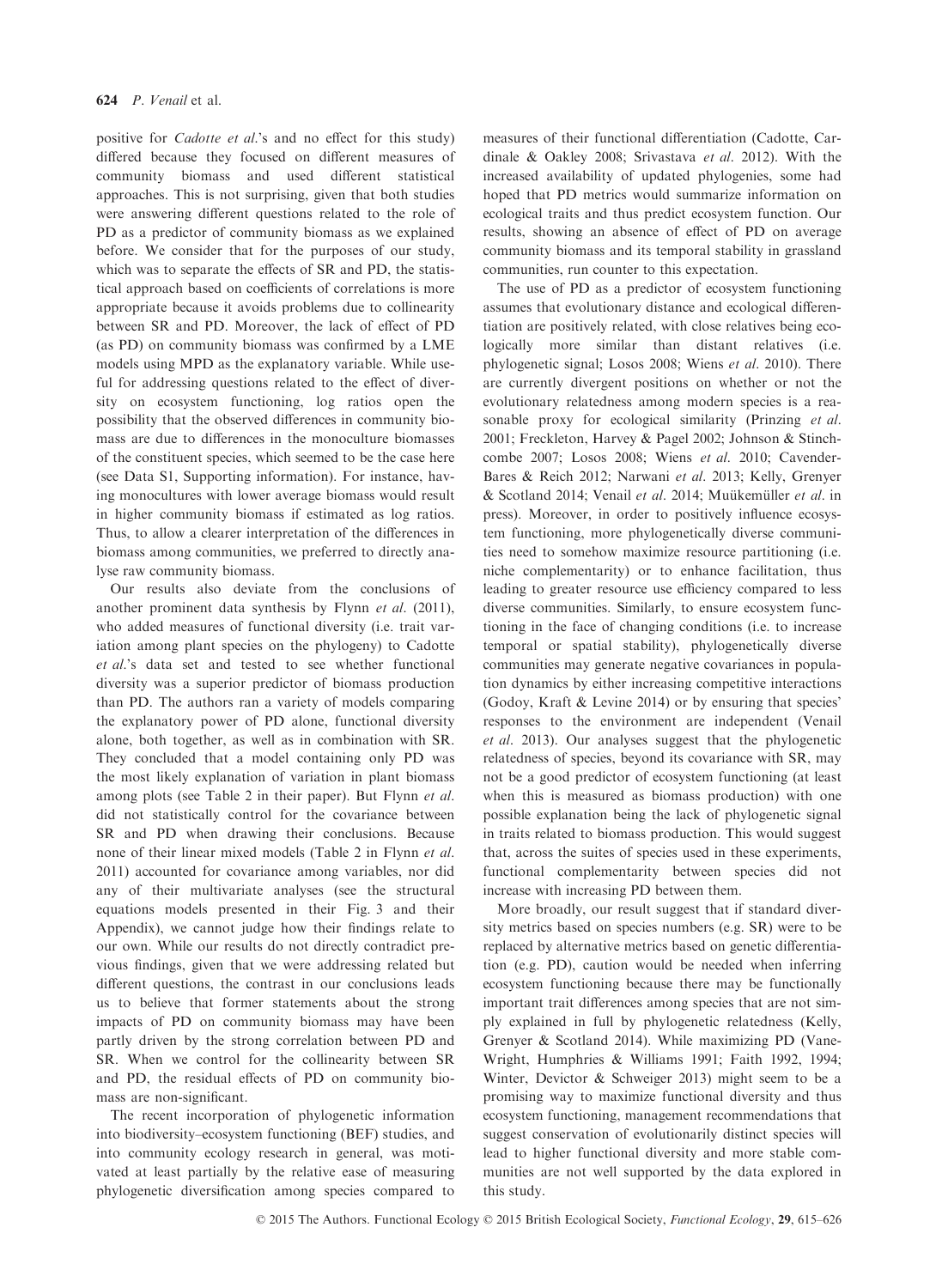positive for *Cadotte et al.*'s and no effect for this study) differed because they focused on different measures of community biomass and used different statistical approaches. This is not surprising, given that both studies were answering different questions related to the role of PD as a predictor of community biomass as we explained before. We consider that for the purposes of our study, which was to separate the effects of SR and PD, the statistical approach based on coefficients of correlations is more appropriate because it avoids problems due to collinearity between SR and PD. Moreover, the lack of effect of PD (as PD) on community biomass was confirmed by a LME models using MPD as the explanatory variable. While useful for addressing questions related to the effect of diversity on ecosystem functioning, log ratios open the possibility that the observed differences in community biomass are due to differences in the monoculture biomasses of the constituent species, which seemed to be the case here (see Data S1, Supporting information). For instance, having monocultures with lower average biomass would result in higher community biomass if estimated as log ratios. Thus, to allow a clearer interpretation of the differences in biomass among communities, we preferred to directly analyse raw community biomass.

Our results also deviate from the conclusions of another prominent data synthesis by Flynn *et al.* (2011), who added measures of functional diversity (i.e. trait variation among plant species on the phylogeny) to Cadotte *et al.*'s data set and tested to see whether functional diversity was a superior predictor of biomass production than PD. The authors ran a variety of models comparing the explanatory power of PD alone, functional diversity alone, both together, as well as in combination with SR. They concluded that a model containing only PD was the most likely explanation of variation in plant biomass among plots (see Table 2 in their paper). But Flynn *et al.* did not statistically control for the covariance between SR and PD when drawing their conclusions. Because none of their linear mixed models (Table 2 in Flynn *et al.* 2011) accounted for covariance among variables, nor did any of their multivariate analyses (see the structural equations models presented in their Fig. 3 and their Appendix), we cannot judge how their findings relate to our own. While our results do not directly contradict previous findings, given that we were addressing related but different questions, the contrast in our conclusions leads us to believe that former statements about the strong impacts of PD on community biomass may have been partly driven by the strong correlation between PD and SR. When we control for the collinearity between SR and PD, the residual effects of PD on community biomass are non-significant.

The recent incorporation of phylogenetic information into biodiversity–ecosystem functioning (BEF) studies, and into community ecology research in general, was motivated at least partially by the relative ease of measuring phylogenetic diversification among species compared to measures of their functional differentiation (Cadotte, Cardinale & Oakley 2008; Srivastava *et al.* 2012). With the increased availability of updated phylogenies, some had hoped that PD metrics would summarize information on ecological traits and thus predict ecosystem function. Our results, showing an absence of effect of PD on average community biomass and its temporal stability in grassland communities, run counter to this expectation.

The use of PD as a predictor of ecosystem functioning assumes that evolutionary distance and ecological differentiation are positively related, with close relatives being ecologically more similar than distant relatives (i.e. phylogenetic signal; Losos 2008; Wiens *et al.* 2010). There are currently divergent positions on whether or not the evolutionary relatedness among modern species is a reasonable proxy for ecological similarity (Prinzing *et al.* 2001; Freckleton, Harvey & Pagel 2002; Johnson & Stinchcombe 2007; Losos 2008; Wiens *et al.* 2010; Cavender-Bares & Reich 2012; Narwani *et al.* 2013; Kelly, Grenyer & Scotland 2014; Venail *et al.* 2014; Muükemüller *et al.* in press). Moreover, in order to positively influence ecosystem functioning, more phylogenetically diverse communities need to somehow maximize resource partitioning (i.e. niche complementarity) or to enhance facilitation, thus leading to greater resource use efficiency compared to less diverse communities. Similarly, to ensure ecosystem functioning in the face of changing conditions (i.e. to increase temporal or spatial stability), phylogenetically diverse communities may generate negative covariances in population dynamics by either increasing competitive interactions (Godoy, Kraft & Levine 2014) or by ensuring that species' responses to the environment are independent (Venail *et al.* 2013). Our analyses suggest that the phylogenetic relatedness of species, beyond its covariance with SR, may not be a good predictor of ecosystem functioning (at least when this is measured as biomass production) with one possible explanation being the lack of phylogenetic signal in traits related to biomass production. This would suggest that, across the suites of species used in these experiments, functional complementarity between species did not increase with increasing PD between them.

More broadly, our result suggest that if standard diversity metrics based on species numbers (e.g. SR) were to be replaced by alternative metrics based on genetic differentiation (e.g. PD), caution would be needed when inferring ecosystem functioning because there may be functionally important trait differences among species that are not simply explained in full by phylogenetic relatedness (Kelly, Grenyer & Scotland 2014). While maximizing PD (Vane-Wright, Humphries & Williams 1991; Faith 1992, 1994; Winter, Devictor & Schweiger 2013) might seem to be a promising way to maximize functional diversity and thus ecosystem functioning, management recommendations that suggest conservation of evolutionarily distinct species will lead to higher functional diversity and more stable communities are not well supported by the data explored in this study.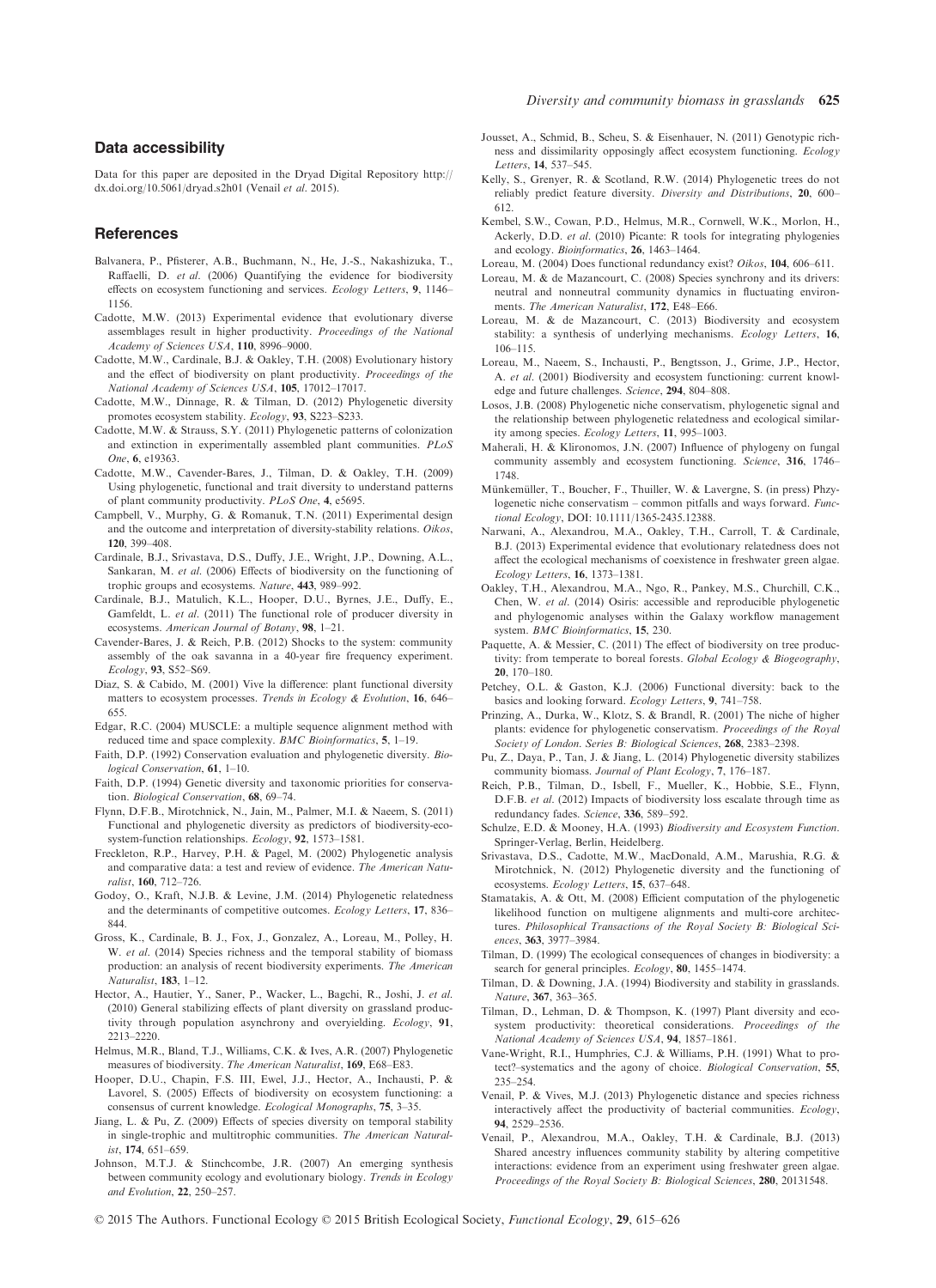## Data accessibility

Data for this paper are deposited in the Dryad Digital Repository http://dx.doi.org/10.5061/dryad.s2h01 (Venail *et al.* 2015).

## References

Balvanera, P., Pfisterer, A.B., Buchmann, N., He, J.-S., Nakashizuka, T., Raffaelli, D. *et al.* (2006) Quantifying the evidence for biodiversity effects on ecosystem functioning and services. *Ecology Letters*, **9**, 1146–1156.

Cadotte, M.W. (2013) Experimental evidence that evolutionary diverse assemblages result in higher productivity. *Proceedings of the National Academy of Sciences USA*, **110**, 8996–9000.

Cadotte, M.W., Cardinale, B.J. & Oakley, T.H. (2008) Evolutionary history and the effect of biodiversity on plant productivity. *Proceedings of the National Academy of Sciences USA*, **105**, 17012–17017.

Cadotte, M.W., Dinnage, R. & Tilman, D. (2012) Phylogenetic diversity promotes ecosystem stability. *Ecology*, **93**, S223–S233.

Cadotte, M.W. & Strauss, S.Y. (2011) Phylogenetic patterns of colonization and extinction in experimentally assembled plant communities. *PLoS One*, **6**, e19363.

Cadotte, M.W., Cavender-Bares, J., Tilman, D. & Oakley, T.H. (2009) Using phylogenetic, functional and trait diversity to understand patterns of plant community productivity. *PLoS One*, **4**, e5695.

Campbell, V., Murphy, G. & Romanuk, T.N. (2011) Experimental design and the outcome and interpretation of diversity-stability relations. *Oikos*, **120**, 399–408.

Cardinale, B.J., Srivastava, D.S., Duffy, J.E., Wright, J.P., Downing, A.L., Sankaran, M. *et al.* (2006) Effects of biodiversity on the functioning of trophic groups and ecosystems. *Nature*, **443**, 989–992.

Cardinale, B.J., Matulich, K.L., Hooper, D.U., Byrnes, J.E., Duffy, E., Gamfeldt, L. *et al.* (2011) The functional role of producer diversity in ecosystems. *American Journal of Botany*, **98**, 1–21.

Cavender-Bares, J. & Reich, P.B. (2012) Shocks to the system: community assembly of the oak savanna in a 40-year fire frequency experiment. *Ecology*, **93**, S52–S69.

Diaz, S. & Cabido, M. (2001) Vive la difference: plant functional diversity matters to ecosystem processes. *Trends in Ecology & Evolution*, **16**, 646–655.

Edgar, R.C. (2004) MUSCLE: a multiple sequence alignment method with reduced time and space complexity. *BMC Bioinformatics*, **5**, 1–19.

Faith, D.P. (1992) Conservation evaluation and phylogenetic diversity. *Biological Conservation*, **61**, 1–10.

Faith, D.P. (1994) Genetic diversity and taxonomic priorities for conservation. *Biological Conservation*, **68**, 69–74.

Flynn, D.F.B., Mirotchnick, N., Jain, M., Palmer, M.I. & Naeem, S. (2011) Functional and phylogenetic diversity as predictors of biodiversity-ecosystem-function relationships. *Ecology*, **92**, 1573–1581.

Freckleton, R.P., Harvey, P.H. & Pagel, M. (2002) Phylogenetic analysis and comparative data: a test and review of evidence. *The American Naturalist*, **160**, 712–726.

Godoy, O., Kraft, N.J.B. & Levine, J.M. (2014) Phylogenetic relatedness and the determinants of competitive outcomes. *Ecology Letters*, **17**, 836–844.

Gross, K., Cardinale, B. J., Fox, J., Gonzalez, A., Loreau, M., Polley, H. W. *et al.* (2014) Species richness and the temporal stability of biomass production: an analysis of recent biodiversity experiments. *The American Naturalist*, **183**, 1–12.

Hector, A., Hautier, Y., Saner, P., Wacker, L., Bagchi, R., Joshi, J. *et al.* (2010) General stabilizing effects of plant diversity on grassland productivity through population asynchrony and overyielding. *Ecology*, **91**, 2213–2220.

Helmus, M.R., Bland, T.J., Williams, C.K. & Ives, A.R. (2007) Phylogenetic measures of biodiversity. *The American Naturalist*, **169**, E68–E83.

Hooper, D.U., Chapin, F.S. III, Ewel, J.J., Hector, A., Inchausti, P. & Lavorel, S. (2005) Effects of biodiversity on ecosystem functioning: a consensus of current knowledge. *Ecological Monographs*, **75**, 3–35.

Jiang, L. & Pu, Z. (2009) Effects of species diversity on temporal stability in single-trophic and multitrophic communities. *The American Naturalist*, **174**, 651–659.

Johnson, M.T.J. & Stinchcombe, J.R. (2007) An emerging synthesis between community ecology and evolutionary biology. *Trends in Ecology and Evolution*, **22**, 250–257.

Jousset, A., Schmid, B., Scheu, S. & Eisenhauer, N. (2011) Genotypic richness and dissimilarity opposingly affect ecosystem functioning. *Ecology Letters*, **14**, 537–545.

Kelly, S., Grenyer, R. & Scotland, R.W. (2014) Phylogenetic trees do not reliably predict feature diversity. *Diversity and Distributions*, **20**, 600–612.

Kembel, S.W., Cowan, P.D., Helmus, M.R., Cornwell, W.K., Morlon, H., Ackerly, D.D. *et al.* (2010) Picante: R tools for integrating phylogenies and ecology. *Bioinformatics*, **26**, 1463–1464.

Loreau, M. (2004) Does functional redundancy exist? *Oikos*, **104**, 606–611.

Loreau, M. & de Mazancourt, C. (2008) Species synchrony and its drivers: neutral and nonneutral community dynamics in fluctuating environments. *The American Naturalist*, **172**, E48–E66.

Loreau, M. & de Mazancourt, C. (2013) Biodiversity and ecosystem stability: a synthesis of underlying mechanisms. *Ecology Letters*, **16**, 106–115.

Loreau, M., Naeem, S., Inchausti, P., Bengtsson, J., Grime, J.P., Hector, A. *et al.* (2001) Biodiversity and ecosystem functioning: current knowledge and future challenges. *Science*, **294**, 804–808.

Losos, J.B. (2008) Phylogenetic niche conservatism, phylogenetic signal and the relationship between phylogenetic relatedness and ecological similarity among species. *Ecology Letters*, **11**, 995–1003.

Maherali, H. & Klironomos, J.N. (2007) Influence of phylogeny on fungal community assembly and ecosystem functioning. *Science*, **316**, 1746–1748.

Münkemüller, T., Boucher, F., Thuiller, W. & Lavergne, S. (in press) Phzylogenetic niche conservatism – common pitfalls and ways forward. *Functional Ecology*, DOI: 10.1111/1365-2435.12388.

Narwani, A., Alexandrou, M.A., Oakley, T.H., Carroll, T. & Cardinale, B.J. (2013) Experimental evidence that evolutionary relatedness does not affect the ecological mechanisms of coexistence in freshwater green algae. *Ecology Letters*, **16**, 1373–1381.

Oakley, T.H., Alexandrou, M.A., Ngo, R., Pankey, M.S., Churchill, C.K., Chen, W. *et al.* (2014) Osiris: accessible and reproducible phylogenetic and phylogenomic analyses within the Galaxy workflow management system. *BMC Bioinformatics*, **15**, 230.

Paquette, A. & Messier, C. (2011) The effect of biodiversity on tree productivity: from temperate to boreal forests. *Global Ecology & Biogeography*, **20**, 170–180.

Petchey, O.L. & Gaston, K.J. (2006) Functional diversity: back to the basics and looking forward. *Ecology Letters*, **9**, 741–758.

Prinzing, A., Durka, W., Klotz, S. & Brandl, R. (2001) The niche of higher plants: evidence for phylogenetic conservatism. *Proceedings of the Royal Society of London. Series B: Biological Sciences*, **268**, 2383–2398.

Pu, Z., Daya, P., Tan, J. & Jiang, L. (2014) Phylogenetic diversity stabilizes community biomass. *Journal of Plant Ecology*, **7**, 176–187.

Reich, P.B., Tilman, D., Isbell, F., Mueller, K., Hobbie, S.E., Flynn, D.F.B. *et al.* (2012) Impacts of biodiversity loss escalate through time as redundancy fades. *Science*, **336**, 589–592.

Schulze, E.D. & Mooney, H.A. (1993) *Biodiversity and Ecosystem Function*. Springer-Verlag, Berlin, Heidelberg.

Srivastava, D.S., Cadotte, M.W., MacDonald, A.M., Marushia, R.G. & Mirotchnick, N. (2012) Phylogenetic diversity and the functioning of ecosystems. *Ecology Letters*, **15**, 637–648.

Stamatakis, A. & Ott, M. (2008) Efficient computation of the phylogenetic likelihood function on multigene alignments and multi-core architectures. *Philosophical Transactions of the Royal Society B: Biological Sciences*, **363**, 3977–3984.

Tilman, D. (1999) The ecological consequences of changes in biodiversity: a search for general principles. *Ecology*, **80**, 1455–1474.

Tilman, D. & Downing, J.A. (1994) Biodiversity and stability in grasslands. *Nature*, **367**, 363–365.

Tilman, D., Lehman, D. & Thompson, K. (1997) Plant diversity and ecosystem productivity: theoretical considerations. *Proceedings of the National Academy of Sciences USA*, **94**, 1857–1861.

Vane-Wright, R.I., Humphries, C.J. & Williams, P.H. (1991) What to protect?–systematics and the agony of choice. *Biological Conservation*, **55**, 235–254.

Venail, P. & Vives, M.J. (2013) Phylogenetic distance and species richness interactively affect the productivity of bacterial communities. *Ecology*, **94**, 2529–2536.

Venail, P., Alexandrou, M.A., Oakley, T.H. & Cardinale, B.J. (2013) Shared ancestry influences community stability by altering competitive interactions: evidence from an experiment using freshwater green algae. *Proceedings of the Royal Society B: Biological Sciences*, **280**, 20131548.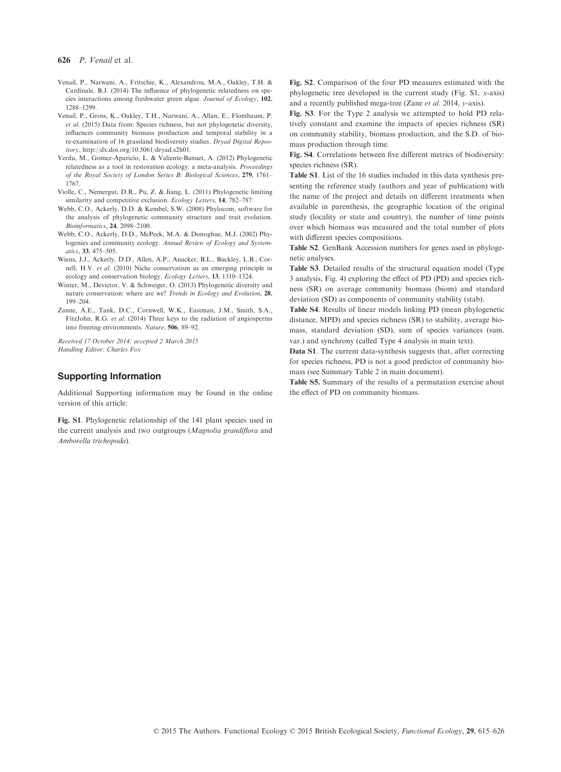Venail, P., Narwani, A., Fritschie, K., Alexandrou, M.A., Oakley, T.H. & Cardinale, B.J. (2014) The influence of phylogenetic relatedness on species interactions among freshwater green algae. *Journal of Ecology*, **102**, 1288–1299.

Venail, P., Gross, K., Oakley, T.H., Narwani, A., Allan, E., Flombaum, P. *et al.* (2015) Data from: Species richness, but not phylogenetic diversity, influences community biomass production and temporal stability in a re-examination of 16 grassland biodiversity studies. *Dryad Digital Repository*, http://dx.doi.org/10.5061/dryad.s2h01.

Verdu, M., Gomez-Aparicio, L. & Valiente-Banuet, A. (2012) Phylogenetic relatedness as a tool in restoration ecology: a meta-analysis. *Proceedings of the Royal Society of London Series B: Biological Sciences*, **279**, 1761–1767.

Violle, C., Nemergut, D.R., Pu, Z. & Jiang, L. (2011) Phylogenetic limiting similarity and competitive exclusion. *Ecology Letters*, **14**, 782–787.

Webb, C.O., Ackerly, D.D. & Kembel, S.W. (2008) Phylocom, software for the analysis of phylogenetic community structure and trait evolution. *Bioinformatics*, **24**, 2098–2100.

Webb, C.O., Ackerly, D.D., McPeek, M.A. & Donoghue, M.J. (2002) Phylogenies and community ecology. *Annual Review of Ecology and Systematics*, **33**, 475–505.

Wiens, J.J., Ackerly, D.D., Allen, A.P., Anacker, B.L., Buckley, L.B., Cornell, H.V. *et al.* (2010) Niche conservatism as an emerging principle in ecology and conservation biology. *Ecology Letters*, **13**, 1310–1324.

Winter, M., Devictor, V. & Schweiger, O. (2013) Phylogenetic diversity and nature conservation: where are we? *Trends in Ecology and Evolution*, **28**, 199–204.

Zanne, A.E., Tank, D.C., Cornwell, W.K., Eastman, J.M., Smith, S.A., FitzJohn, R.G. *et al.* (2014) Three keys to the radiation of angiosperms into freezing environments. *Nature*, **506**, 89–92.

*Received 17 October 2014; accepted 2 March 2015*
*Handling Editor: Charles Fox*

## Supporting Information

Additional Supporting information may be found in the online version of this article:

**Fig. S1**. Phylogenetic relationship of the 141 plant species used in the current analysis and two outgroups (*Magnolia grandiflora* and *Amborella trichopoda*).

**Fig. S2**. Comparison of the four PD measures estimated with the phylogenetic tree developed in the current study (Fig. S1, *x*-axis) and a recently published mega-tree (Zane *et al*. 2014, *y*-axis).

**Fig. S3**. For the Type 2 analysis we attempted to hold PD relatively constant and examine the impacts of species richness (SR) on community stability, biomass production, and the S.D. of biomass production through time.

**Fig. S4**. Correlations between five different metrics of biodiversity: species richness (SR).

**Table S1**. List of the 16 studies included in this data synthesis presenting the reference study (authors and year of publication) with the name of the project and details on different treatments when available in parenthesis, the geographic location of the original study (locality or state and country), the number of time points over which biomass was measured and the total number of plots with different species compositions.

**Table S2**. GenBank Accession numbers for genes used in phylogenetic analyses.

**Table S3**. Detailed results of the structural equation model (Type 3 analysis, Fig. 4) exploring the effect of PD (PD) and species richness (SR) on average community biomass (biom) and standard deviation (SD) as components of community stability (stab).

**Table S4**. Results of linear models linking PD (mean phylogenetic distance, MPD) and species richness (SR) to stability, average biomass, standard deviation (SD), sum of species variances (sum. var.) and synchrony (called Type 4 analysis in main text).

**Data S1**. The current data-synthesis suggests that, after correcting for species richness, PD is not a good predictor of community biomass (see Summary Table 2 in main document).

**Table S5.** Summary of the results of a permutation exercise about the effect of PD on community biomass.